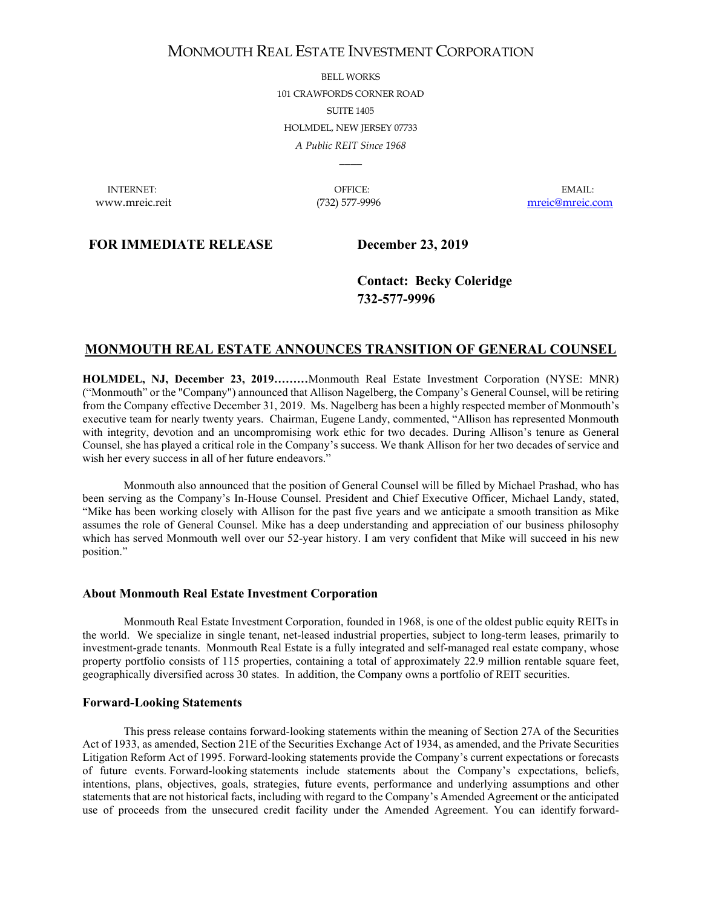# MONMOUTH REAL ESTATE INVESTMENT CORPORATION

BELL WORKS
101 CRAWFORDS CORNER ROAD
SUITE 1405
HOLMDEL, NEW JERSEY 07733
*A Public REIT Since 1968*

———

INTERNET: www.mreic.reit | OFFICE: (732) 577-9996 | EMAIL: mreic@mreic.com

**FOR IMMEDIATE RELEASE** **December 23, 2019**

**Contact: Becky Coleridge**
**732-577-9996**

## MONMOUTH REAL ESTATE ANNOUNCES TRANSITION OF GENERAL COUNSEL

**HOLMDEL, NJ, December 23, 2019………**Monmouth Real Estate Investment Corporation (NYSE: MNR) ("Monmouth" or the "Company") announced that Allison Nagelberg, the Company's General Counsel, will be retiring from the Company effective December 31, 2019. Ms. Nagelberg has been a highly respected member of Monmouth's executive team for nearly twenty years. Chairman, Eugene Landy, commented, "Allison has represented Monmouth with integrity, devotion and an uncompromising work ethic for two decades. During Allison's tenure as General Counsel, she has played a critical role in the Company's success. We thank Allison for her two decades of service and wish her every success in all of her future endeavors."

Monmouth also announced that the position of General Counsel will be filled by Michael Prashad, who has been serving as the Company's In-House Counsel. President and Chief Executive Officer, Michael Landy, stated, "Mike has been working closely with Allison for the past five years and we anticipate a smooth transition as Mike assumes the role of General Counsel. Mike has a deep understanding and appreciation of our business philosophy which has served Monmouth well over our 52-year history. I am very confident that Mike will succeed in his new position."

### About Monmouth Real Estate Investment Corporation

Monmouth Real Estate Investment Corporation, founded in 1968, is one of the oldest public equity REITs in the world. We specialize in single tenant, net-leased industrial properties, subject to long-term leases, primarily to investment-grade tenants. Monmouth Real Estate is a fully integrated and self-managed real estate company, whose property portfolio consists of 115 properties, containing a total of approximately 22.9 million rentable square feet, geographically diversified across 30 states. In addition, the Company owns a portfolio of REIT securities.

### Forward-Looking Statements

This press release contains forward-looking statements within the meaning of Section 27A of the Securities Act of 1933, as amended, Section 21E of the Securities Exchange Act of 1934, as amended, and the Private Securities Litigation Reform Act of 1995. Forward-looking statements provide the Company's current expectations or forecasts of future events. Forward-looking statements include statements about the Company's expectations, beliefs, intentions, plans, objectives, goals, strategies, future events, performance and underlying assumptions and other statements that are not historical facts, including with regard to the Company's Amended Agreement or the anticipated use of proceeds from the unsecured credit facility under the Amended Agreement. You can identify forward-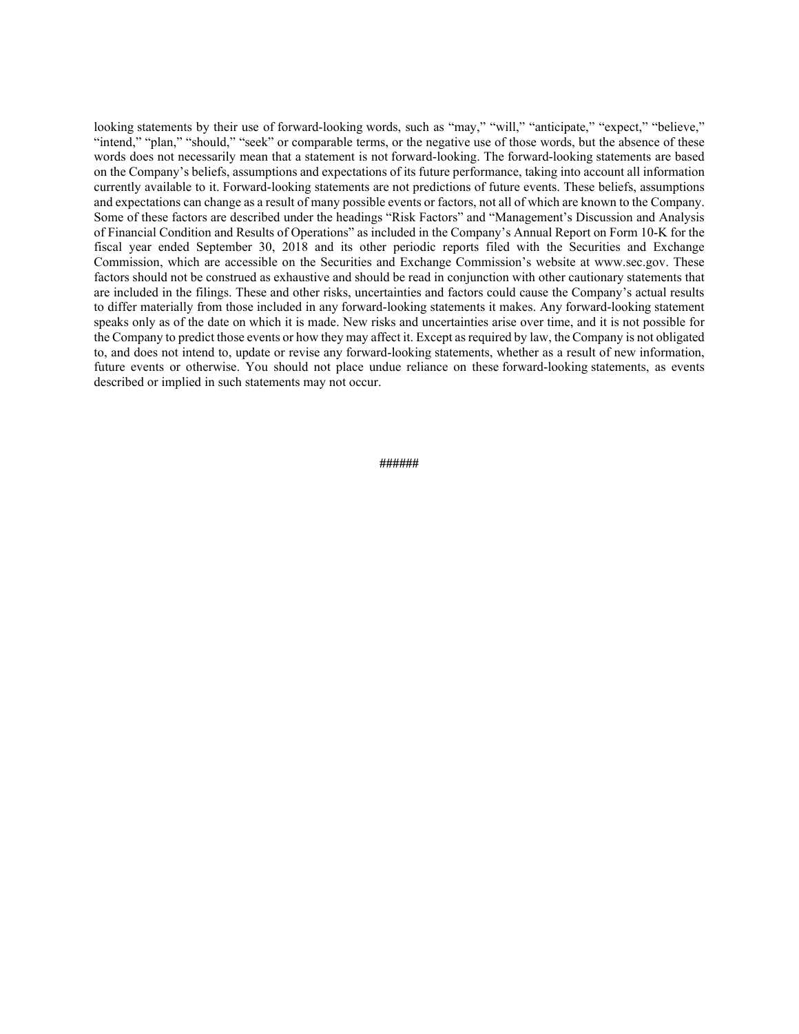looking statements by their use of forward-looking words, such as "may," "will," "anticipate," "expect," "believe," "intend," "plan," "should," "seek" or comparable terms, or the negative use of those words, but the absence of these words does not necessarily mean that a statement is not forward-looking. The forward-looking statements are based on the Company's beliefs, assumptions and expectations of its future performance, taking into account all information currently available to it. Forward-looking statements are not predictions of future events. These beliefs, assumptions and expectations can change as a result of many possible events or factors, not all of which are known to the Company. Some of these factors are described under the headings "Risk Factors" and "Management's Discussion and Analysis of Financial Condition and Results of Operations" as included in the Company's Annual Report on Form 10-K for the fiscal year ended September 30, 2018 and its other periodic reports filed with the Securities and Exchange Commission, which are accessible on the Securities and Exchange Commission's website at www.sec.gov. These factors should not be construed as exhaustive and should be read in conjunction with other cautionary statements that are included in the filings. These and other risks, uncertainties and factors could cause the Company's actual results to differ materially from those included in any forward-looking statements it makes. Any forward-looking statement speaks only as of the date on which it is made. New risks and uncertainties arise over time, and it is not possible for the Company to predict those events or how they may affect it. Except as required by law, the Company is not obligated to, and does not intend to, update or revise any forward-looking statements, whether as a result of new information, future events or otherwise. You should not place undue reliance on these forward-looking statements, as events described or implied in such statements may not occur.

######